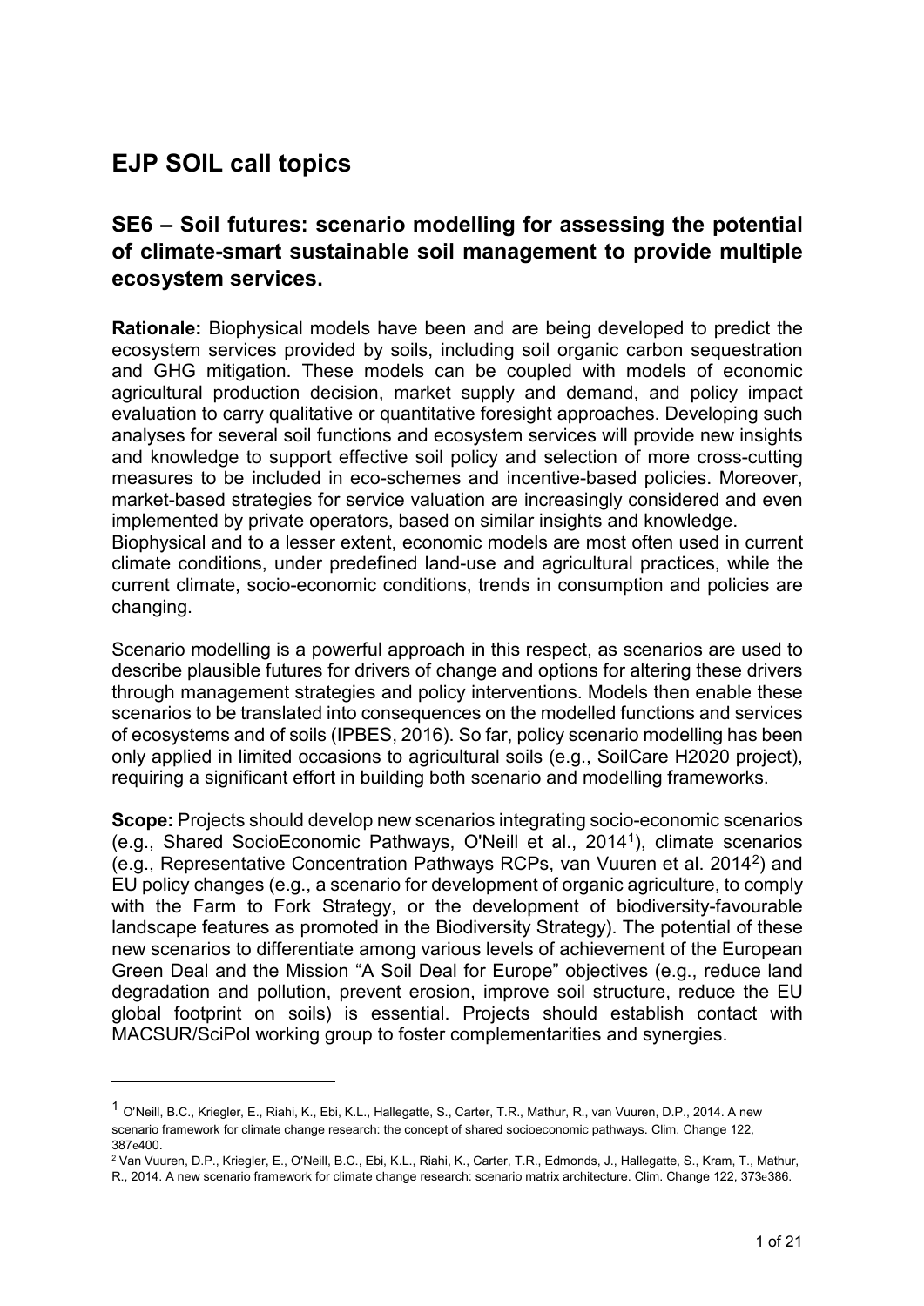# EJP SOIL call topics

## SE6 – Soil futures: scenario modelling for assessing the potential of climate-smart sustainable soil management to provide multiple ecosystem services.

**Rationale:** Biophysical models have been and are being developed to predict the ecosystem services provided by soils, including soil organic carbon sequestration and GHG mitigation. These models can be coupled with models of economic agricultural production decision, market supply and demand, and policy impact evaluation to carry qualitative or quantitative foresight approaches. Developing such analyses for several soil functions and ecosystem services will provide new insights and knowledge to support effective soil policy and selection of more cross-cutting measures to be included in eco-schemes and incentive-based policies. Moreover, market-based strategies for service valuation are increasingly considered and even implemented by private operators, based on similar insights and knowledge.
Biophysical and to a lesser extent, economic models are most often used in current climate conditions, under predefined land-use and agricultural practices, while the current climate, socio-economic conditions, trends in consumption and policies are changing.

Scenario modelling is a powerful approach in this respect, as scenarios are used to describe plausible futures for drivers of change and options for altering these drivers through management strategies and policy interventions. Models then enable these scenarios to be translated into consequences on the modelled functions and services of ecosystems and of soils (IPBES, 2016). So far, policy scenario modelling has been only applied in limited occasions to agricultural soils (e.g., SoilCare H2020 project), requiring a significant effort in building both scenario and modelling frameworks.

**Scope:** Projects should develop new scenarios integrating socio-economic scenarios (e.g., Shared SocioEconomic Pathways, O'Neill et al., 2014[1]), climate scenarios (e.g., Representative Concentration Pathways RCPs, van Vuuren et al. 2014[2]) and EU policy changes (e.g., a scenario for development of organic agriculture, to comply with the Farm to Fork Strategy, or the development of biodiversity-favourable landscape features as promoted in the Biodiversity Strategy). The potential of these new scenarios to differentiate among various levels of achievement of the European Green Deal and the Mission "A Soil Deal for Europe" objectives (e.g., reduce land degradation and pollution, prevent erosion, improve soil structure, reduce the EU global footprint on soils) is essential. Projects should establish contact with MACSUR/SciPol working group to foster complementarities and synergies.

---

[1] O'Neill, B.C., Kriegler, E., Riahi, K., Ebi, K.L., Hallegatte, S., Carter, T.R., Mathur, R., van Vuuren, D.P., 2014. A new scenario framework for climate change research: the concept of shared socioeconomic pathways. Clim. Change 122, 387e400.

[2] Van Vuuren, D.P., Kriegler, E., O'Neill, B.C., Ebi, K.L., Riahi, K., Carter, T.R., Edmonds, J., Hallegatte, S., Kram, T., Mathur, R., 2014. A new scenario framework for climate change research: scenario matrix architecture. Clim. Change 122, 373e386.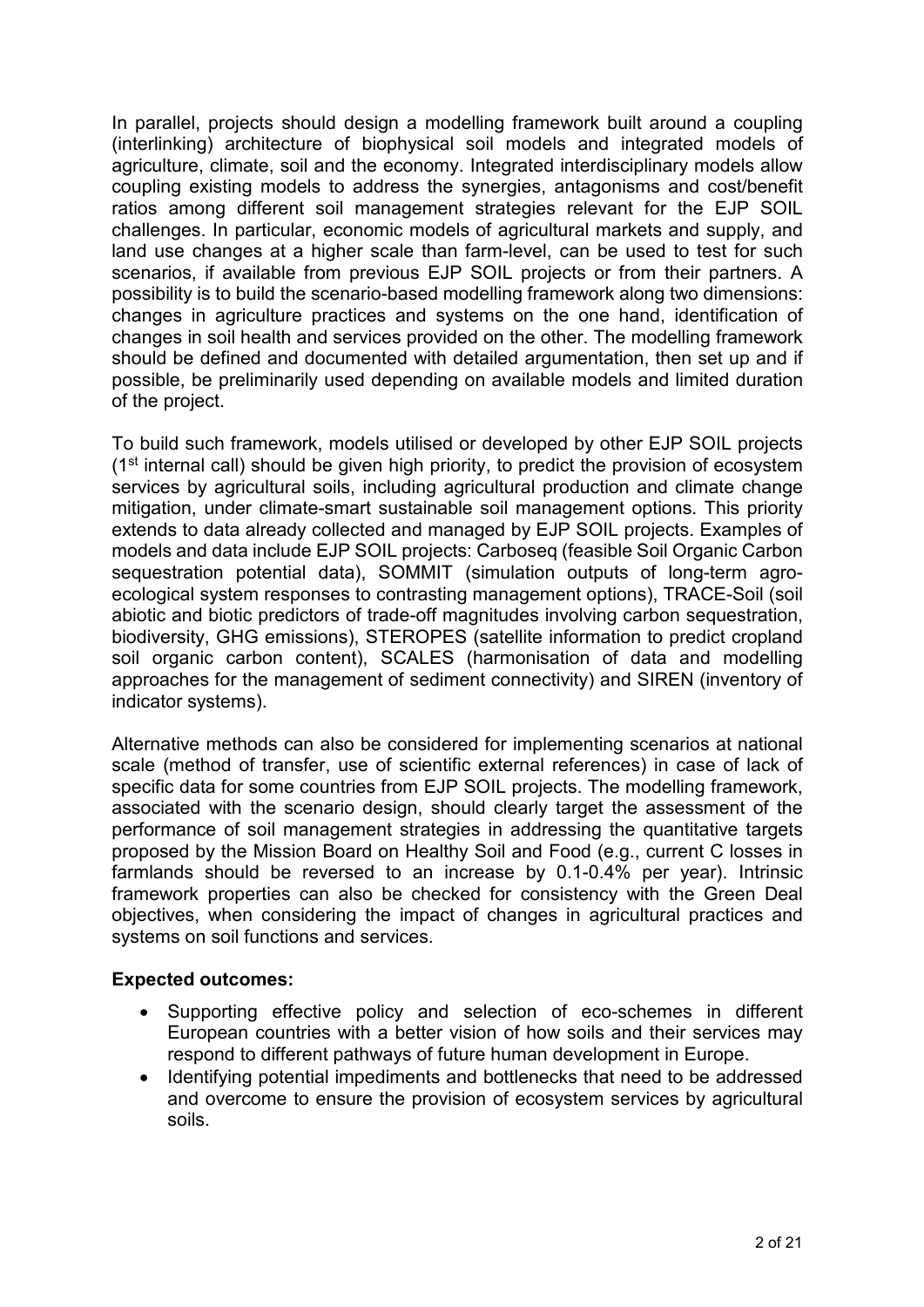In parallel, projects should design a modelling framework built around a coupling (interlinking) architecture of biophysical soil models and integrated models of agriculture, climate, soil and the economy. Integrated interdisciplinary models allow coupling existing models to address the synergies, antagonisms and cost/benefit ratios among different soil management strategies relevant for the EJP SOIL challenges. In particular, economic models of agricultural markets and supply, and land use changes at a higher scale than farm-level, can be used to test for such scenarios, if available from previous EJP SOIL projects or from their partners. A possibility is to build the scenario-based modelling framework along two dimensions: changes in agriculture practices and systems on the one hand, identification of changes in soil health and services provided on the other. The modelling framework should be defined and documented with detailed argumentation, then set up and if possible, be preliminarily used depending on available models and limited duration of the project.

To build such framework, models utilised or developed by other EJP SOIL projects (1st internal call) should be given high priority, to predict the provision of ecosystem services by agricultural soils, including agricultural production and climate change mitigation, under climate-smart sustainable soil management options. This priority extends to data already collected and managed by EJP SOIL projects. Examples of models and data include EJP SOIL projects: Carboseq (feasible Soil Organic Carbon sequestration potential data), SOMMIT (simulation outputs of long-term agro-ecological system responses to contrasting management options), TRACE-Soil (soil abiotic and biotic predictors of trade-off magnitudes involving carbon sequestration, biodiversity, GHG emissions), STEROPES (satellite information to predict cropland soil organic carbon content), SCALES (harmonisation of data and modelling approaches for the management of sediment connectivity) and SIREN (inventory of indicator systems).

Alternative methods can also be considered for implementing scenarios at national scale (method of transfer, use of scientific external references) in case of lack of specific data for some countries from EJP SOIL projects. The modelling framework, associated with the scenario design, should clearly target the assessment of the performance of soil management strategies in addressing the quantitative targets proposed by the Mission Board on Healthy Soil and Food (e.g., current C losses in farmlands should be reversed to an increase by 0.1-0.4% per year). Intrinsic framework properties can also be checked for consistency with the Green Deal objectives, when considering the impact of changes in agricultural practices and systems on soil functions and services.

**Expected outcomes:**

- Supporting effective policy and selection of eco-schemes in different European countries with a better vision of how soils and their services may respond to different pathways of future human development in Europe.
- Identifying potential impediments and bottlenecks that need to be addressed and overcome to ensure the provision of ecosystem services by agricultural soils.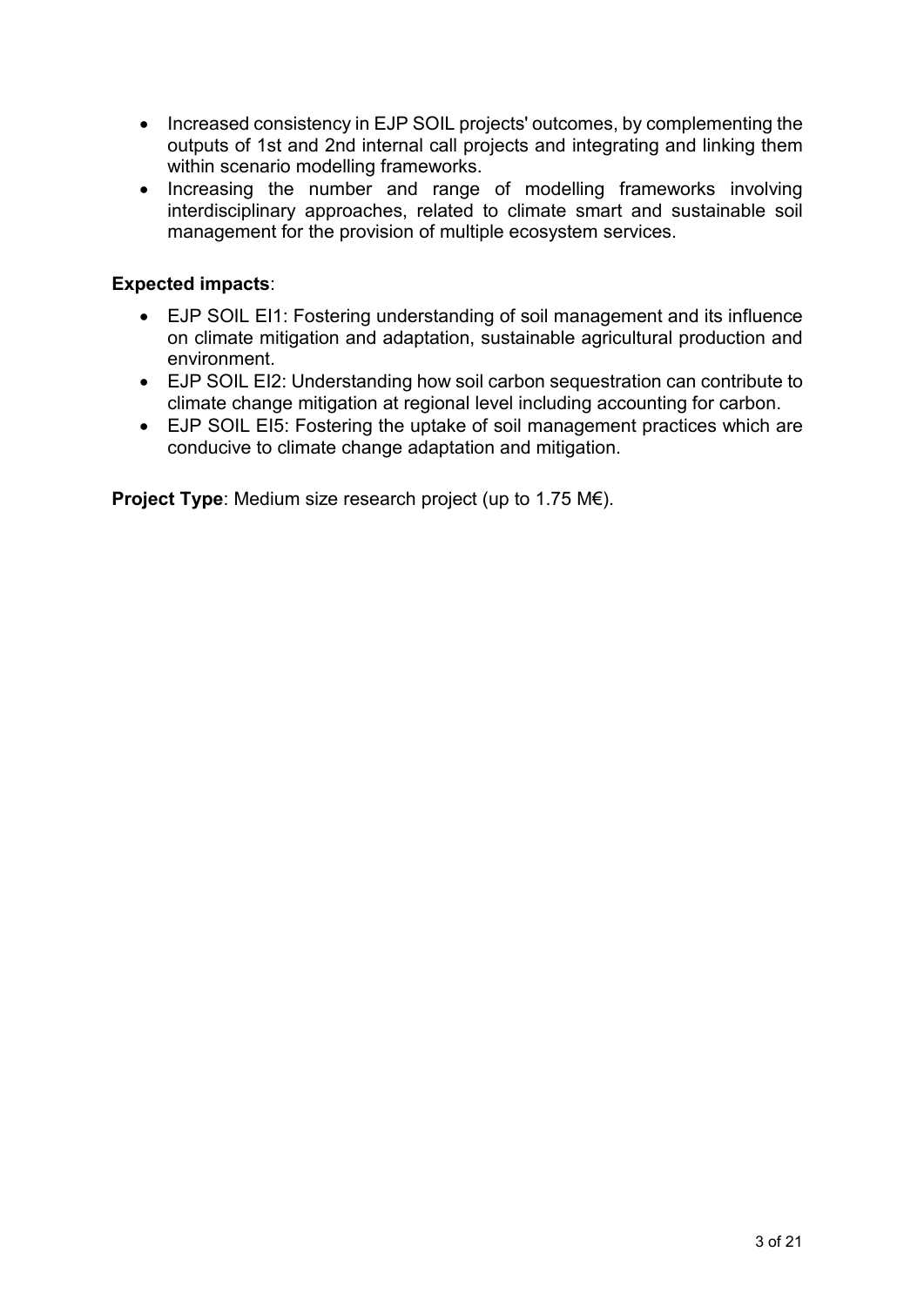- Increased consistency in EJP SOIL projects' outcomes, by complementing the outputs of 1st and 2nd internal call projects and integrating and linking them within scenario modelling frameworks.
- Increasing the number and range of modelling frameworks involving interdisciplinary approaches, related to climate smart and sustainable soil management for the provision of multiple ecosystem services.

**Expected impacts**:

- EJP SOIL EI1: Fostering understanding of soil management and its influence on climate mitigation and adaptation, sustainable agricultural production and environment.
- EJP SOIL EI2: Understanding how soil carbon sequestration can contribute to climate change mitigation at regional level including accounting for carbon.
- EJP SOIL EI5: Fostering the uptake of soil management practices which are conducive to climate change adaptation and mitigation.

**Project Type**: Medium size research project (up to 1.75 M€).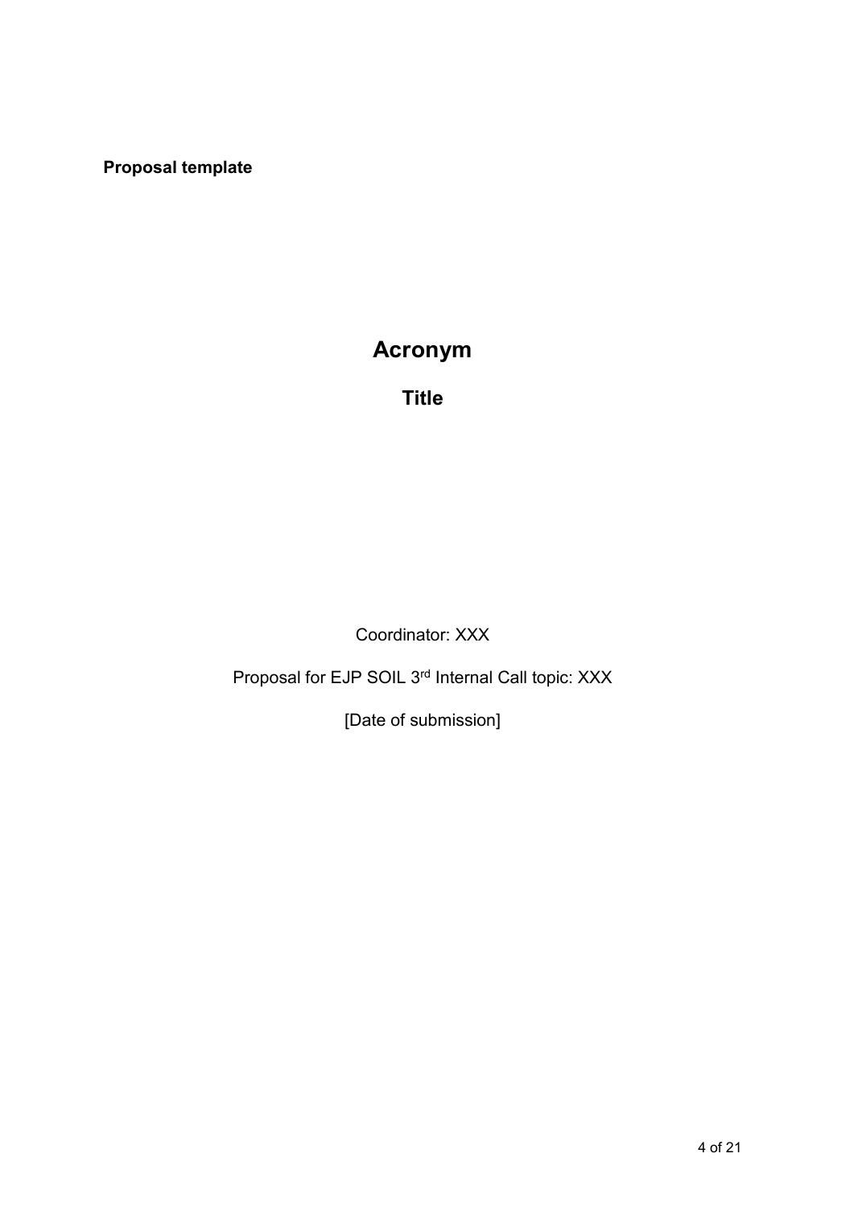**Proposal template**

# Acronym

## Title

Coordinator: XXX

Proposal for EJP SOIL 3rd Internal Call topic: XXX

[Date of submission]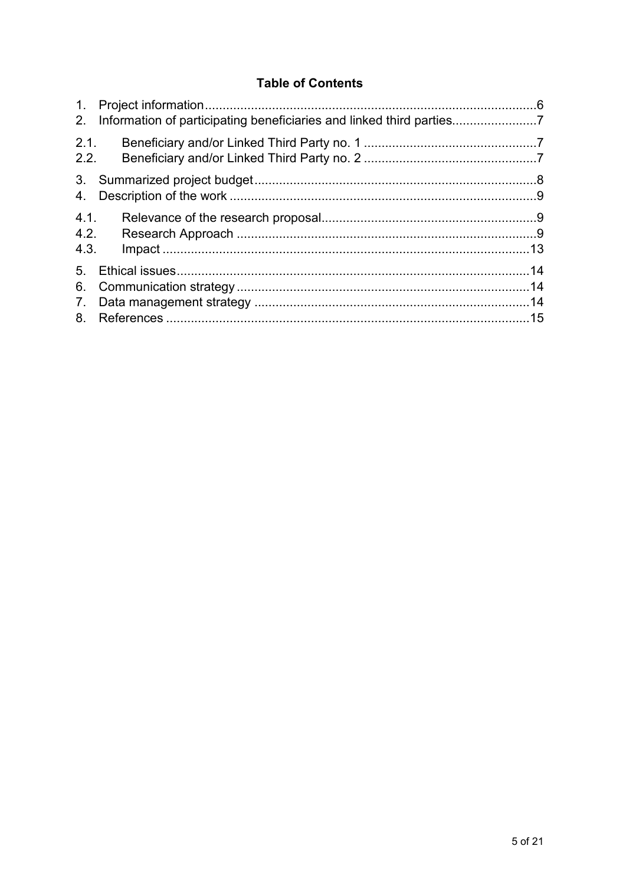## Table of Contents

1. Project information.....6
2. Information of participating beneficiaries and linked third parties.....7

2.1. Beneficiary and/or Linked Third Party no. 1.....7
2.2. Beneficiary and/or Linked Third Party no. 2.....7

3. Summarized project budget.....8
4. Description of the work.....9

4.1. Relevance of the research proposal.....9
4.2. Research Approach.....9
4.3. Impact.....13

5. Ethical issues.....14
6. Communication strategy.....14
7. Data management strategy.....14
8. References.....15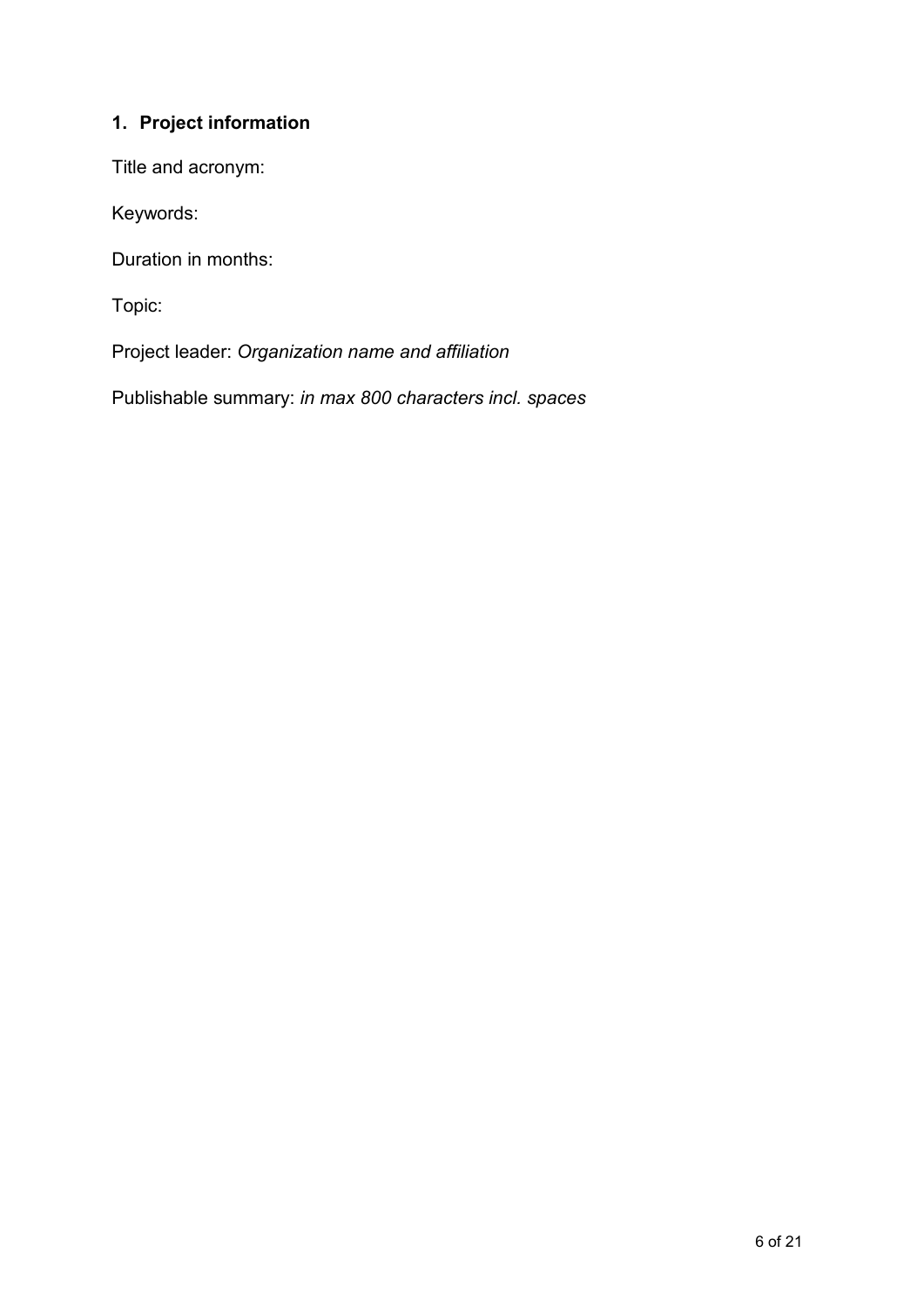## 1. Project information

Title and acronym:

Keywords:

Duration in months:

Topic:

Project leader: *Organization name and affiliation*

Publishable summary: *in max 800 characters incl. spaces*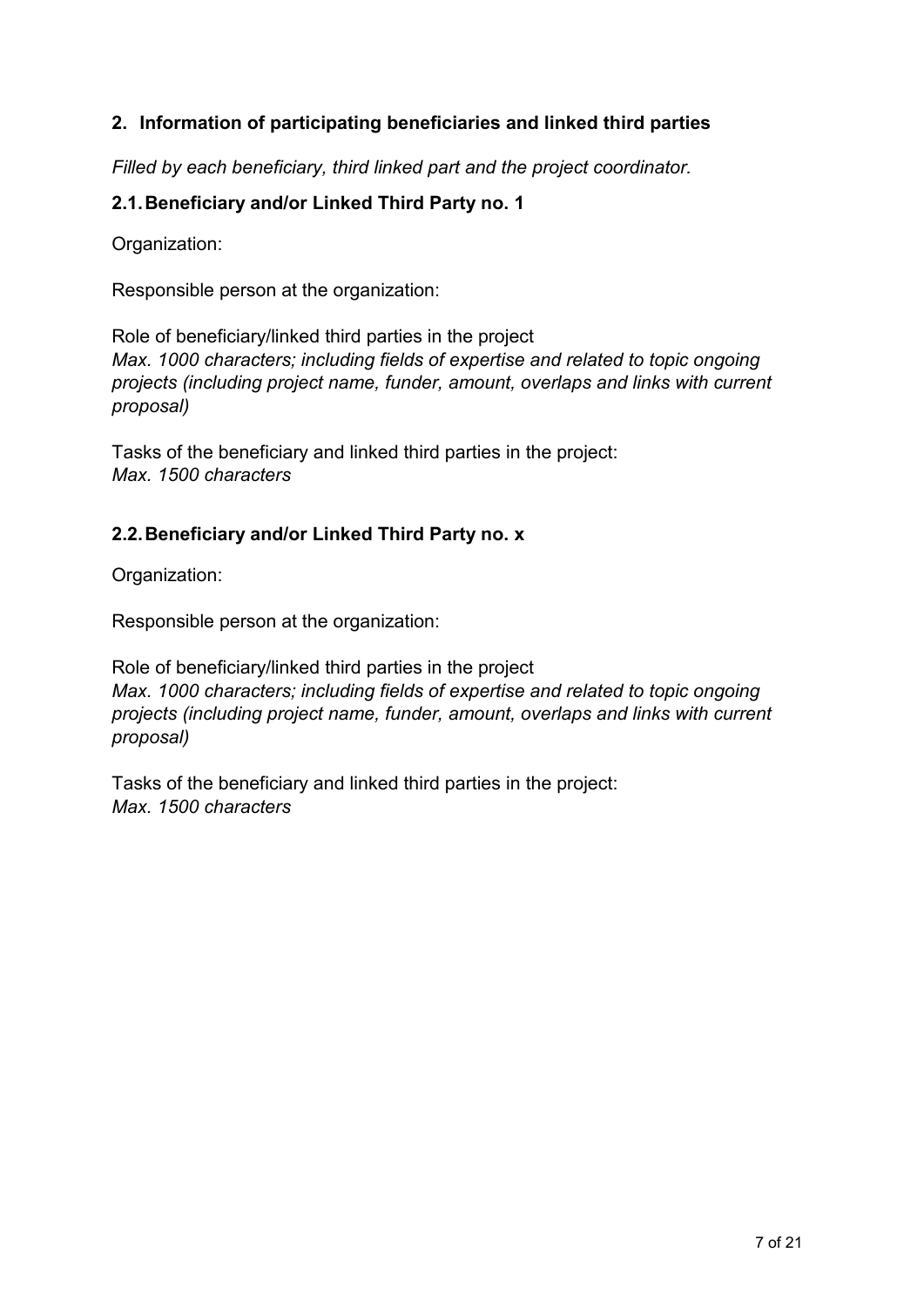## 2. Information of participating beneficiaries and linked third parties

*Filled by each beneficiary, third linked part and the project coordinator.*

### 2.1. Beneficiary and/or Linked Third Party no. 1

Organization:

Responsible person at the organization:

Role of beneficiary/linked third parties in the project
*Max. 1000 characters; including fields of expertise and related to topic ongoing projects (including project name, funder, amount, overlaps and links with current proposal)*

Tasks of the beneficiary and linked third parties in the project:
*Max. 1500 characters*

### 2.2. Beneficiary and/or Linked Third Party no. x

Organization:

Responsible person at the organization:

Role of beneficiary/linked third parties in the project
*Max. 1000 characters; including fields of expertise and related to topic ongoing projects (including project name, funder, amount, overlaps and links with current proposal)*

Tasks of the beneficiary and linked third parties in the project:
*Max. 1500 characters*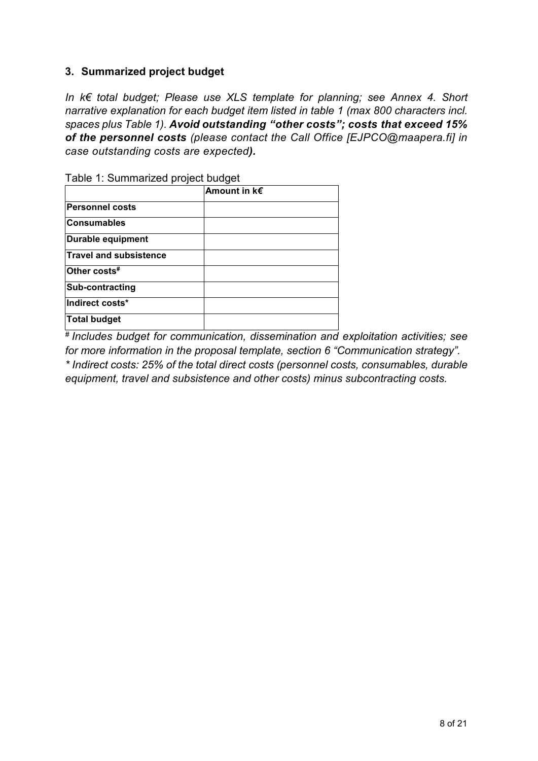## 3. Summarized project budget

*In k€ total budget; Please use XLS template for planning; see Annex 4. Short narrative explanation for each budget item listed in table 1 (max 800 characters incl. spaces plus Table 1).* ***Avoid outstanding "other costs"; costs that exceed 15% of the personnel costs*** *(please contact the Call Office [EJPCO@maapera.fi] in case outstanding costs are expected****).***

Table 1: Summarized project budget

| | **Amount in k€** |
|---|---|
| **Personnel costs** | |
| **Consumables** | |
| **Durable equipment** | |
| **Travel and subsistence** | |
| **Other costs#** | |
| **Sub-contracting** | |
| **Indirect costs*** | |
| **Total budget** | |

*# Includes budget for communication, dissemination and exploitation activities; see for more information in the proposal template, section 6 "Communication strategy".*

** Indirect costs: 25% of the total direct costs (personnel costs, consumables, durable equipment, travel and subsistence and other costs) minus subcontracting costs.*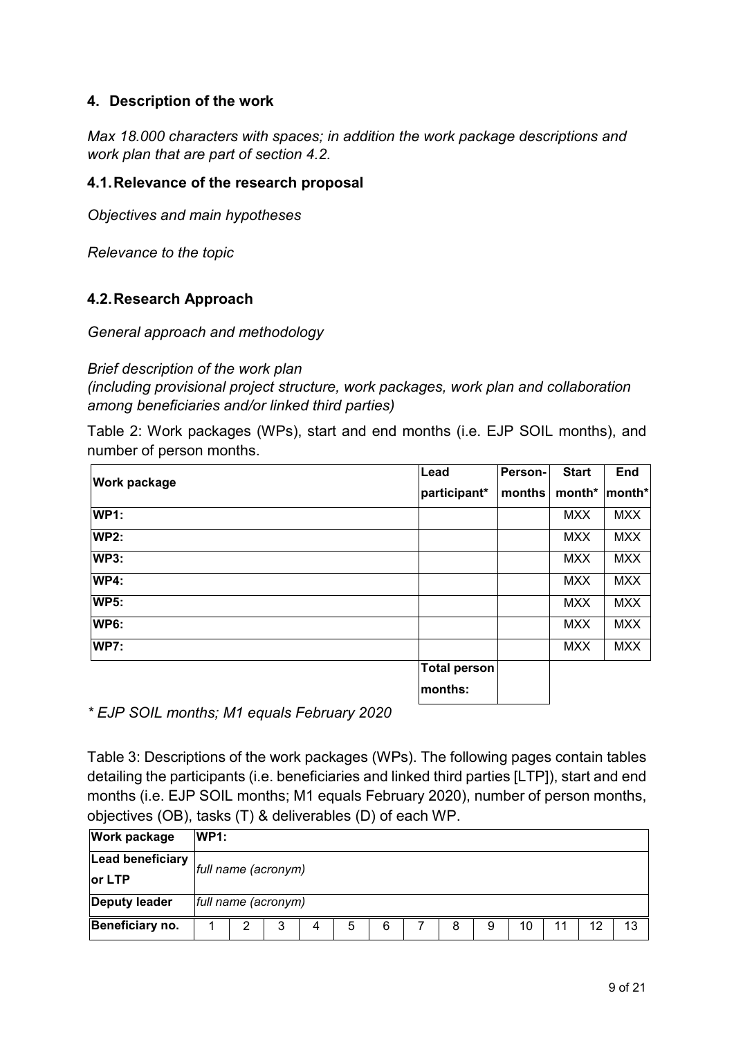## 4. Description of the work

*Max 18.000 characters with spaces; in addition the work package descriptions and work plan that are part of section 4.2.*

### 4.1. Relevance of the research proposal

*Objectives and main hypotheses*

*Relevance to the topic*

### 4.2. Research Approach

*General approach and methodology*

*Brief description of the work plan*
*(including provisional project structure, work packages, work plan and collaboration among beneficiaries and/or linked third parties)*

Table 2: Work packages (WPs), start and end months (i.e. EJP SOIL months), and number of person months.

| Work package | Lead participant* | Person-months | Start month* | End month* |
|---|---|---|---|---|
| WP1: | | | MXX | MXX |
| WP2: | | | MXX | MXX |
| WP3: | | | MXX | MXX |
| WP4: | | | MXX | MXX |
| WP5: | | | MXX | MXX |
| WP6: | | | MXX | MXX |
| WP7: | | | MXX | MXX |
| | Total person months: | | | |

*\* EJP SOIL months; M1 equals February 2020*

Table 3: Descriptions of the work packages (WPs). The following pages contain tables detailing the participants (i.e. beneficiaries and linked third parties [LTP]), start and end months (i.e. EJP SOIL months; M1 equals February 2020), number of person months, objectives (OB), tasks (T) & deliverables (D) of each WP.

| Work package | WP1: | | | | | | | | | | | | |
|---|---|---|---|---|---|---|---|---|---|---|---|---|---|
| Lead beneficiary or LTP | *full name (acronym)* | | | | | | | | | | | | |
| Deputy leader | *full name (acronym)* | | | | | | | | | | | | |
| Beneficiary no. | 1 | 2 | 3 | 4 | 5 | 6 | 7 | 8 | 9 | 10 | 11 | 12 | 13 |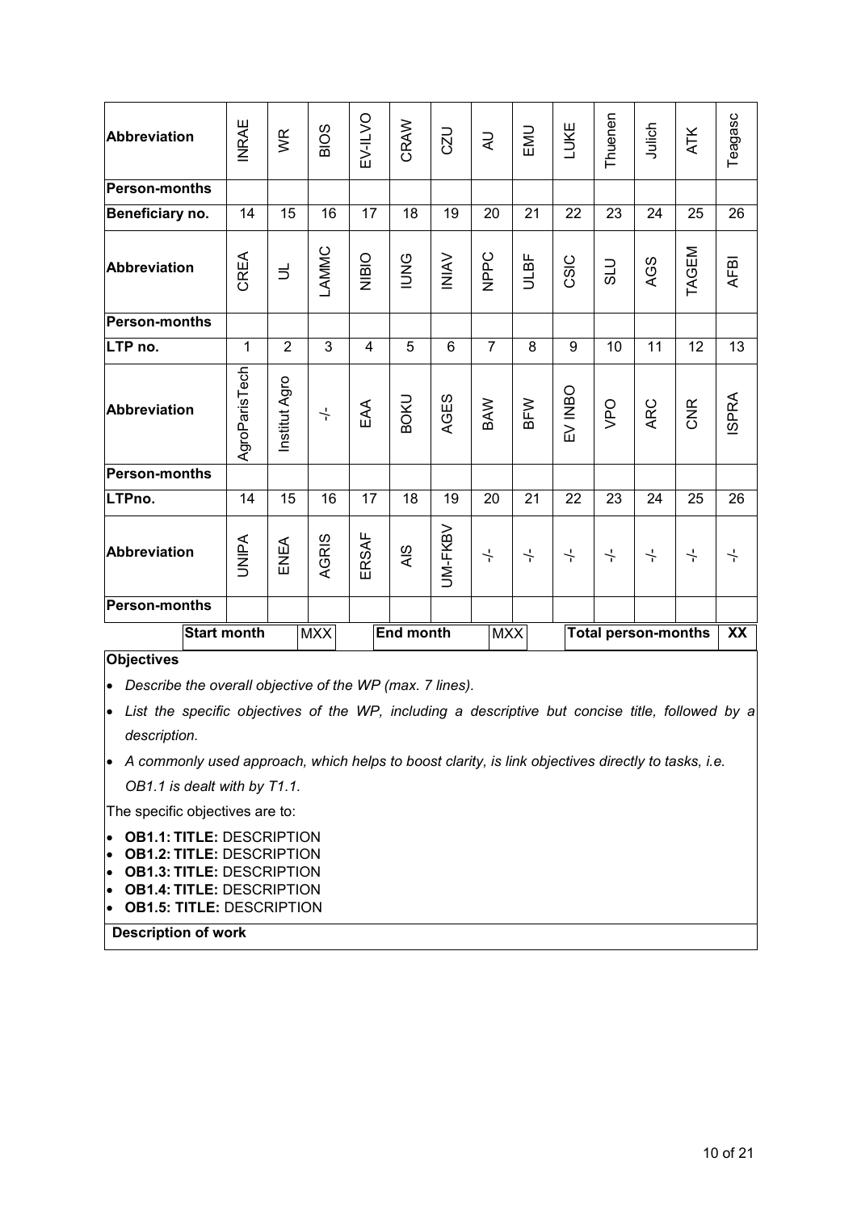| Abbreviation | INRAE | WR | BIOS | EV-ILVO | CRAW | CZU | AU | EMU | LUKE | Thuenen | Julich | ATK | Teagasc |
|---|---|---|---|---|---|---|---|---|---|---|---|---|---|
| Person-months | | | | | | | | | | | | | |
| Beneficiary no. | 14 | 15 | 16 | 17 | 18 | 19 | 20 | 21 | 22 | 23 | 24 | 25 | 26 |
| Abbreviation | CREA | UL | LAMMC | NIBIO | IUNG | INIAV | NPPC | ULBF | CSIC | SLU | AGS | TAGEM | AFBI |
| Person-months | | | | | | | | | | | | | |
| LTP no. | 1 | 2 | 3 | 4 | 5 | 6 | 7 | 8 | 9 | 10 | 11 | 12 | 13 |
| Abbreviation | AgroParisTech | Institut Agro | -/- | EAA | BOKU | AGES | BAW | BFW | EV INBO | VPO | ARC | CNR | ISPRA |
| Person-months | | | | | | | | | | | | | |
| LTPno. | 14 | 15 | 16 | 17 | 18 | 19 | 20 | 21 | 22 | 23 | 24 | 25 | 26 |
| Abbreviation | UNIPA | ENEA | AGRIS | ERSAF | AIS | UM-FKBV | -/- | -/- | -/- | -/- | -/- | -/- | -/- |
| Person-months | | | | | | | | | | | | | |

| Start month | MXX | End month | MXX | Total person-months | XX |
|---|---|---|---|---|---|

**Objectives**

- *Describe the overall objective of the WP (max. 7 lines).*
- *List the specific objectives of the WP, including a descriptive but concise title, followed by a description.*
- *A commonly used approach, which helps to boost clarity, is link objectives directly to tasks, i.e. OB1.1 is dealt with by T1.1.*

The specific objectives are to:

- **OB1.1: TITLE:** DESCRIPTION
- **OB1.2: TITLE:** DESCRIPTION
- **OB1.3: TITLE:** DESCRIPTION
- **OB1.4: TITLE:** DESCRIPTION
- **OB1.5: TITLE:** DESCRIPTION

**Description of work**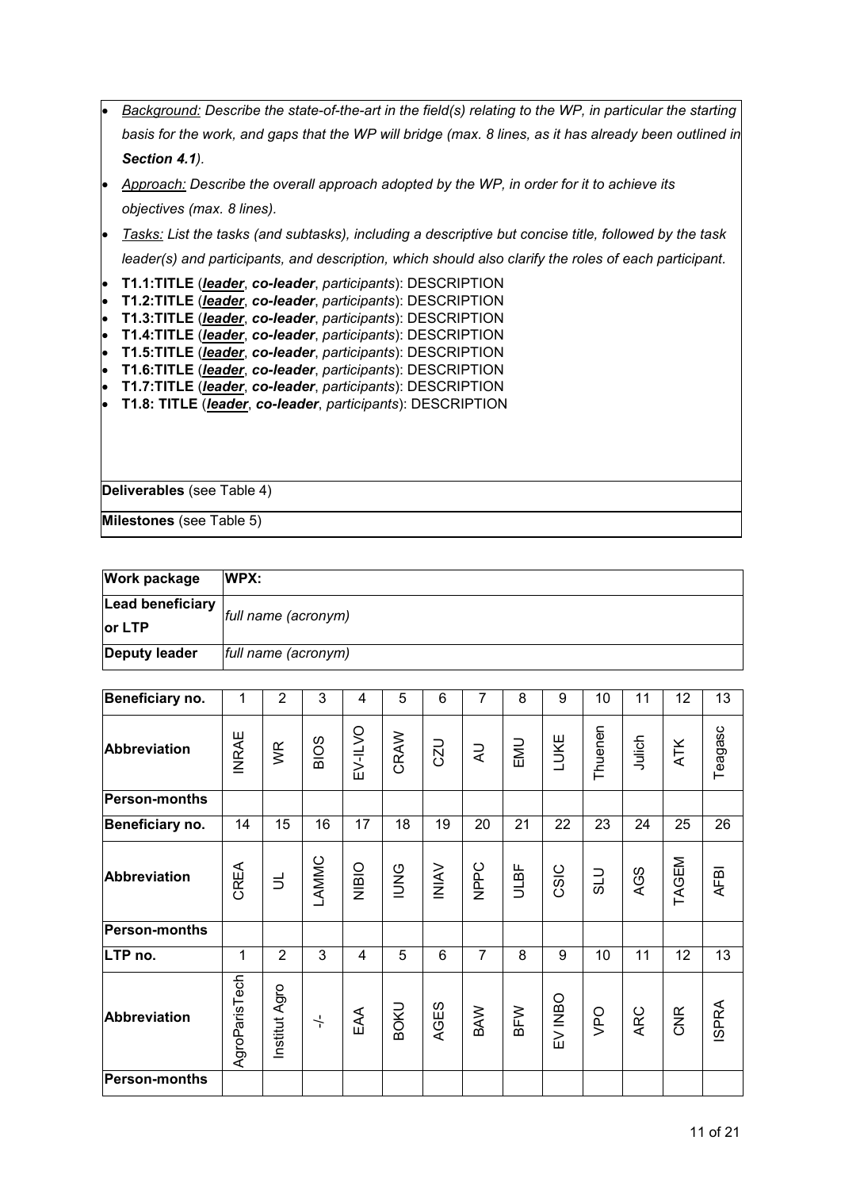- *Background: Describe the state-of-the-art in the field(s) relating to the WP, in particular the starting basis for the work, and gaps that the WP will bridge (max. 8 lines, as it has already been outlined in* ***Section 4.1****).*
- *Approach: Describe the overall approach adopted by the WP, in order for it to achieve its objectives (max. 8 lines).*
- *Tasks: List the tasks (and subtasks), including a descriptive but concise title, followed by the task leader(s) and participants, and description, which should also clarify the roles of each participant.*
- **T1.1:TITLE** (***leader***, ***co-leader***, *participants*): DESCRIPTION
- **T1.2:TITLE** (***leader***, ***co-leader***, *participants*): DESCRIPTION
- **T1.3:TITLE** (***leader***, ***co-leader***, *participants*): DESCRIPTION
- **T1.4:TITLE** (***leader***, ***co-leader***, *participants*): DESCRIPTION
- **T1.5:TITLE** (***leader***, ***co-leader***, *participants*): DESCRIPTION
- **T1.6:TITLE** (***leader***, ***co-leader***, *participants*): DESCRIPTION
- **T1.7:TITLE** (***leader***, ***co-leader***, *participants*): DESCRIPTION
- **T1.8: TITLE** (***leader***, ***co-leader***, *participants*): DESCRIPTION

**Deliverables** (see Table 4)

**Milestones** (see Table 5)

| **Work package** | **WPX:** |
|---|---|
| **Lead beneficiary or LTP** | *full name (acronym)* |
| **Deputy leader** | *full name (acronym)* |

| **Beneficiary no.** | 1 | 2 | 3 | 4 | 5 | 6 | 7 | 8 | 9 | 10 | 11 | 12 | 13 |
|---|---|---|---|---|---|---|---|---|---|---|---|---|---|
| **Abbreviation** | INRAE | WR | BIOS | EV-ILVO | CRAW | CZU | AU | EMU | LUKE | Thuenen | Julich | ATK | Teagasc |
| **Person-months** | | | | | | | | | | | | | |
| **Beneficiary no.** | 14 | 15 | 16 | 17 | 18 | 19 | 20 | 21 | 22 | 23 | 24 | 25 | 26 |
| **Abbreviation** | CREA | UL | LAMMC | NIBIO | IUNG | INIAV | NPPC | ULBF | CSIC | SLU | AGS | TAGEM | AFBI |
| **Person-months** | | | | | | | | | | | | | |
| **LTP no.** | 1 | 2 | 3 | 4 | 5 | 6 | 7 | 8 | 9 | 10 | 11 | 12 | 13 |
| **Abbreviation** | AgroParisTech | Institut Agro | -/- | EAA | BOKU | AGES | BAW | BFW | EV INBO | VPO | ARC | CNR | ISPRA |
| **Person-months** | | | | | | | | | | | | | |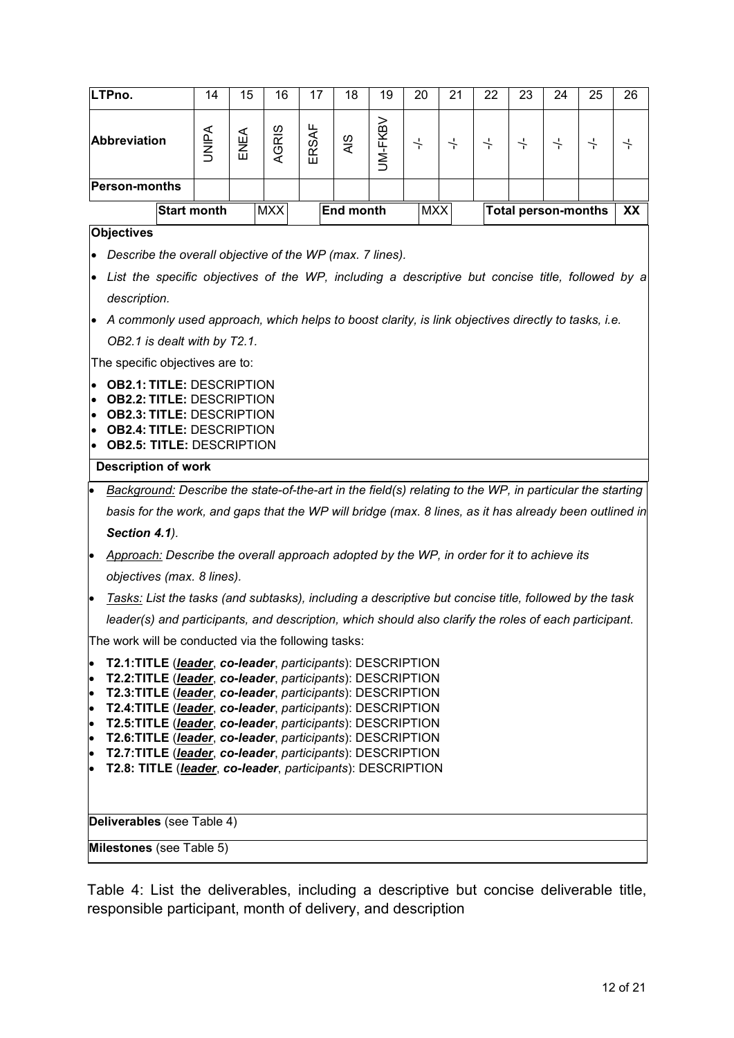| LTPno. | 14 | 15 | 16 | 17 | 18 | 19 | 20 | 21 | 22 | 23 | 24 | 25 | 26 |
|---|---|---|---|---|---|---|---|---|---|---|---|---|---|
| Abbreviation | UNIPA | ENEA | AGRIS | ERSAF | AIS | UM-FKBV | -/- | -/- | -/- | -/- | -/- | -/- | -/- |
| Person-months | | | | | | | | | | | | | |

| Start month | MXX | End month | MXX | Total person-months | XX |
|---|---|---|---|---|---|

**Objectives**

- *Describe the overall objective of the WP (max. 7 lines).*
- *List the specific objectives of the WP, including a descriptive but concise title, followed by a description.*
- *A commonly used approach, which helps to boost clarity, is link objectives directly to tasks, i.e. OB2.1 is dealt with by T2.1.*

The specific objectives are to:

- **OB2.1: TITLE:** DESCRIPTION
- **OB2.2: TITLE:** DESCRIPTION
- **OB2.3: TITLE:** DESCRIPTION
- **OB2.4: TITLE:** DESCRIPTION
- **OB2.5: TITLE:** DESCRIPTION

**Description of work**

- *<u>Background:</u> Describe the state-of-the-art in the field(s) relating to the WP, in particular the starting basis for the work, and gaps that the WP will bridge (max. 8 lines, as it has already been outlined in **Section 4.1**).*
- *<u>Approach:</u> Describe the overall approach adopted by the WP, in order for it to achieve its objectives (max. 8 lines).*
- *<u>Tasks:</u> List the tasks (and subtasks), including a descriptive but concise title, followed by the task leader(s) and participants, and description, which should also clarify the roles of each participant.*

The work will be conducted via the following tasks:

- **T2.1:TITLE** (***<u>leader</u>***, ***co-leader***, *participants*): DESCRIPTION
- **T2.2:TITLE** (***<u>leader</u>***, ***co-leader***, *participants*): DESCRIPTION
- **T2.3:TITLE** (***<u>leader</u>***, ***co-leader***, *participants*): DESCRIPTION
- **T2.4:TITLE** (***<u>leader</u>***, ***co-leader***, *participants*): DESCRIPTION
- **T2.5:TITLE** (***<u>leader</u>***, ***co-leader***, *participants*): DESCRIPTION
- **T2.6:TITLE** (***<u>leader</u>***, ***co-leader***, *participants*): DESCRIPTION
- **T2.7:TITLE** (***<u>leader</u>***, ***co-leader***, *participants*): DESCRIPTION
- **T2.8: TITLE** (***<u>leader</u>***, ***co-leader***, *participants*): DESCRIPTION

**Deliverables** (see Table 4)

**Milestones** (see Table 5)

Table 4: List the deliverables, including a descriptive but concise deliverable title, responsible participant, month of delivery, and description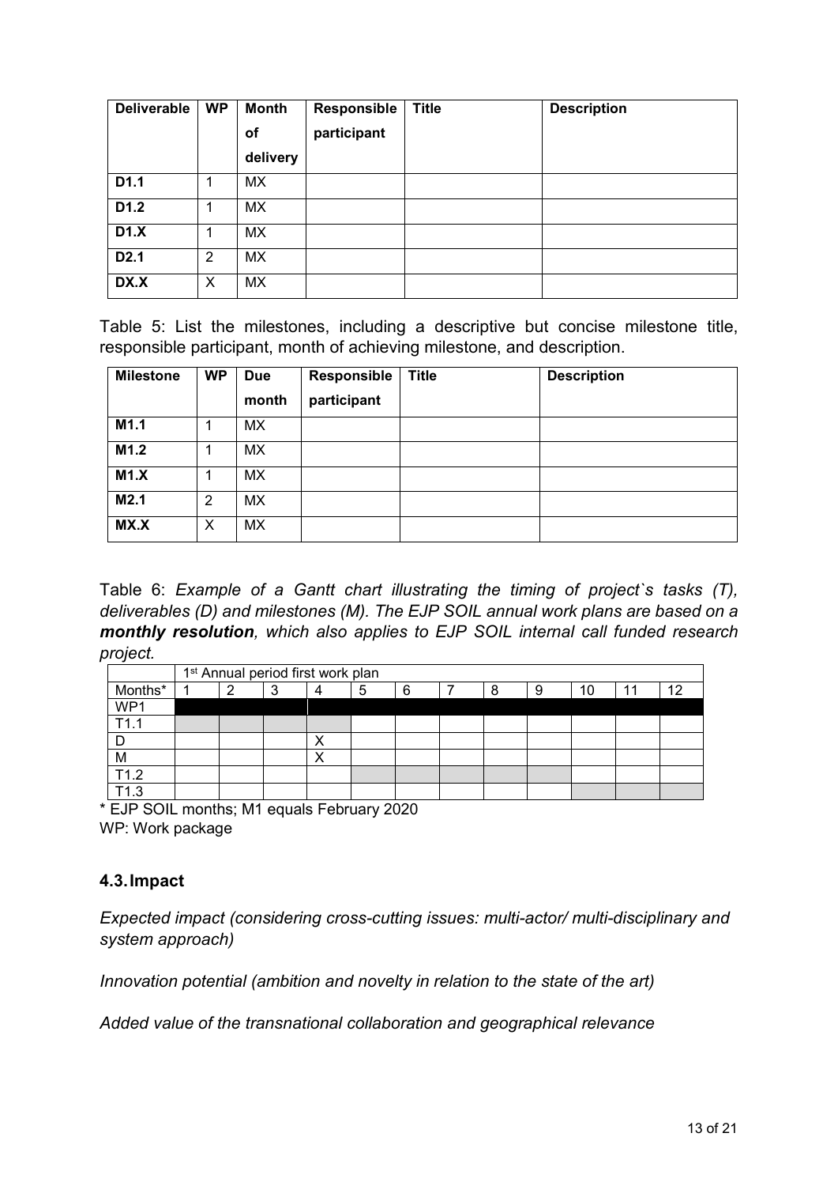| Deliverable | WP | Month of delivery | Responsible participant | Title | Description |
|---|---|---|---|---|---|
| **D1.1** | 1 | MX | | | |
| **D1.2** | 1 | MX | | | |
| **D1.X** | 1 | MX | | | |
| **D2.1** | 2 | MX | | | |
| **DX.X** | X | MX | | | |

Table 5: List the milestones, including a descriptive but concise milestone title, responsible participant, month of achieving milestone, and description.

| Milestone | WP | Due month | Responsible participant | Title | Description |
|---|---|---|---|---|---|
| **M1.1** | 1 | MX | | | |
| **M1.2** | 1 | MX | | | |
| **M1.X** | 1 | MX | | | |
| **M2.1** | 2 | MX | | | |
| **MX.X** | X | MX | | | |

Table 6: *Example of a Gantt chart illustrating the timing of project`s tasks (T), deliverables (D) and milestones (M). The EJP SOIL annual work plans are based on a **monthly resolution**, which also applies to EJP SOIL internal call funded research project.*

| | 1st Annual period first work plan | | | | | | | | | | | |
|---|---|---|---|---|---|---|---|---|---|---|---|---|
| Months* | 1 | 2 | 3 | 4 | 5 | 6 | 7 | 8 | 9 | 10 | 11 | 12 |
| WP1 | ■ | ■ | ■ | ■ | ■ | ■ | ■ | ■ | ■ | ■ | ■ | ■ |
| T1.1 | ■ | ■ | ■ | ■ | | | | | | | | |
| D | | | | X | | | | | | | | |
| M | | | | X | | | | | | | | |
| T1.2 | | | | | ■ | ■ | ■ | ■ | ■ | | | |
| T1.3 | | | | | | | | | | ■ | ■ | ■ |

\* EJP SOIL months; M1 equals February 2020

WP: Work package

### 4.3. Impact

*Expected impact (considering cross-cutting issues: multi-actor/ multi-disciplinary and system approach)*

*Innovation potential (ambition and novelty in relation to the state of the art)*

*Added value of the transnational collaboration and geographical relevance*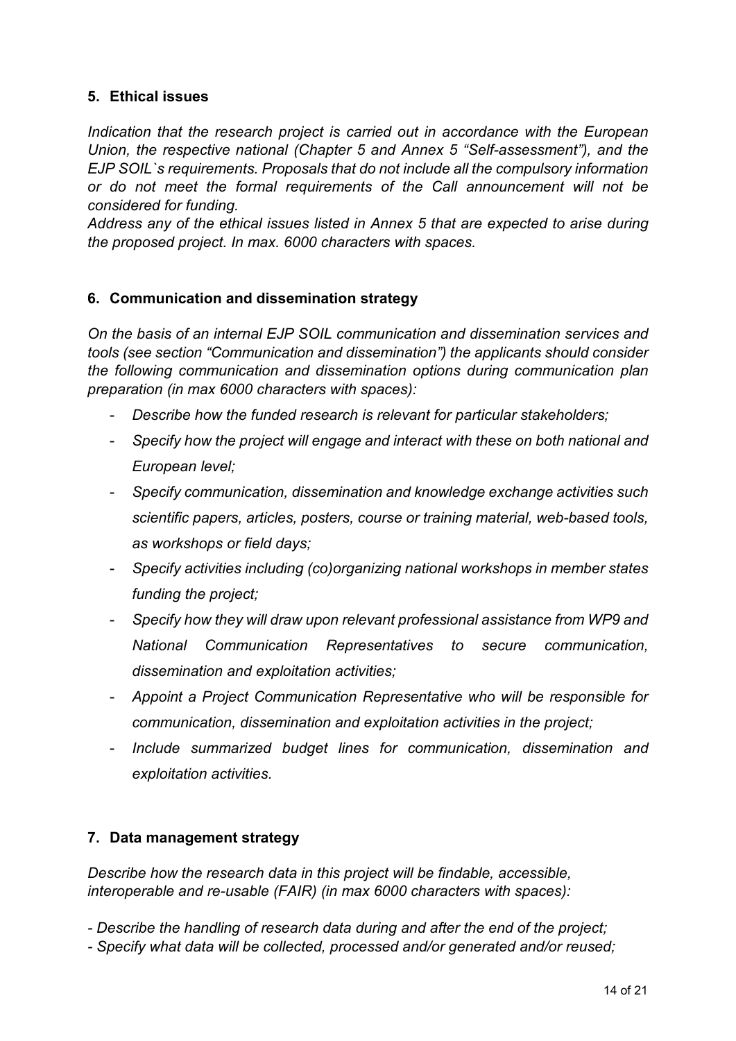## 5. Ethical issues

*Indication that the research project is carried out in accordance with the European Union, the respective national (Chapter 5 and Annex 5 "Self-assessment"), and the EJP SOIL`s requirements. Proposals that do not include all the compulsory information or do not meet the formal requirements of the Call announcement will not be considered for funding.*

*Address any of the ethical issues listed in Annex 5 that are expected to arise during the proposed project. In max. 6000 characters with spaces.*

## 6. Communication and dissemination strategy

*On the basis of an internal EJP SOIL communication and dissemination services and tools (see section "Communication and dissemination") the applicants should consider the following communication and dissemination options during communication plan preparation (in max 6000 characters with spaces):*

- *Describe how the funded research is relevant for particular stakeholders;*
- *Specify how the project will engage and interact with these on both national and European level;*
- *Specify communication, dissemination and knowledge exchange activities such scientific papers, articles, posters, course or training material, web-based tools, as workshops or field days;*
- *Specify activities including (co)organizing national workshops in member states funding the project;*
- *Specify how they will draw upon relevant professional assistance from WP9 and National Communication Representatives to secure communication, dissemination and exploitation activities;*
- *Appoint a Project Communication Representative who will be responsible for communication, dissemination and exploitation activities in the project;*
- *Include summarized budget lines for communication, dissemination and exploitation activities.*

## 7. Data management strategy

*Describe how the research data in this project will be findable, accessible, interoperable and re-usable (FAIR) (in max 6000 characters with spaces):*

*- Describe the handling of research data during and after the end of the project;*
*- Specify what data will be collected, processed and/or generated and/or reused;*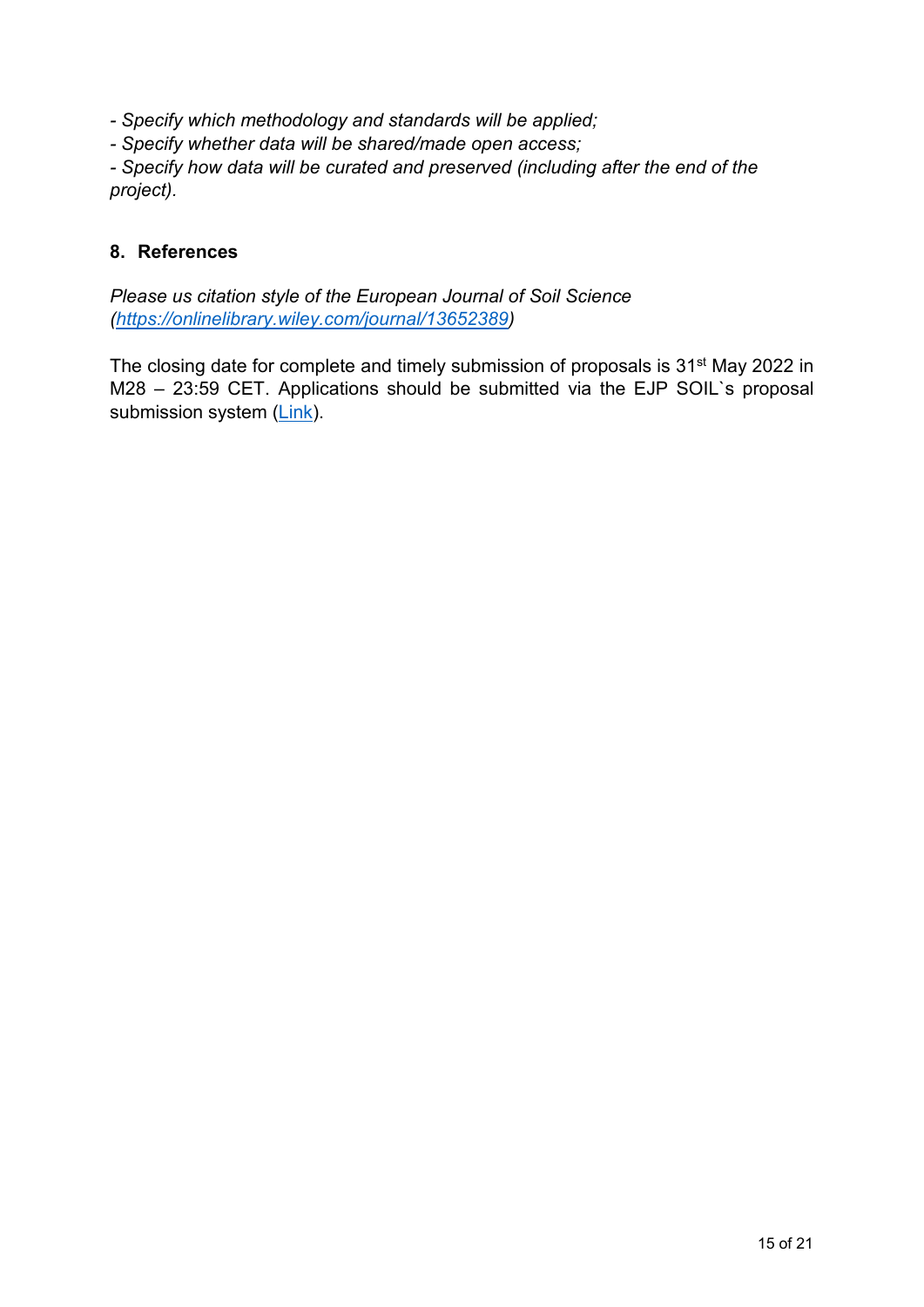*- Specify which methodology and standards will be applied;*
*- Specify whether data will be shared/made open access;*
*- Specify how data will be curated and preserved (including after the end of the project).*

## 8. References

*Please us citation style of the European Journal of Soil Science ([https://onlinelibrary.wiley.com/journal/13652389](https://onlinelibrary.wiley.com/journal/13652389))*

The closing date for complete and timely submission of proposals is 31st May 2022 in M28 – 23:59 CET. Applications should be submitted via the EJP SOIL`s proposal submission system (Link).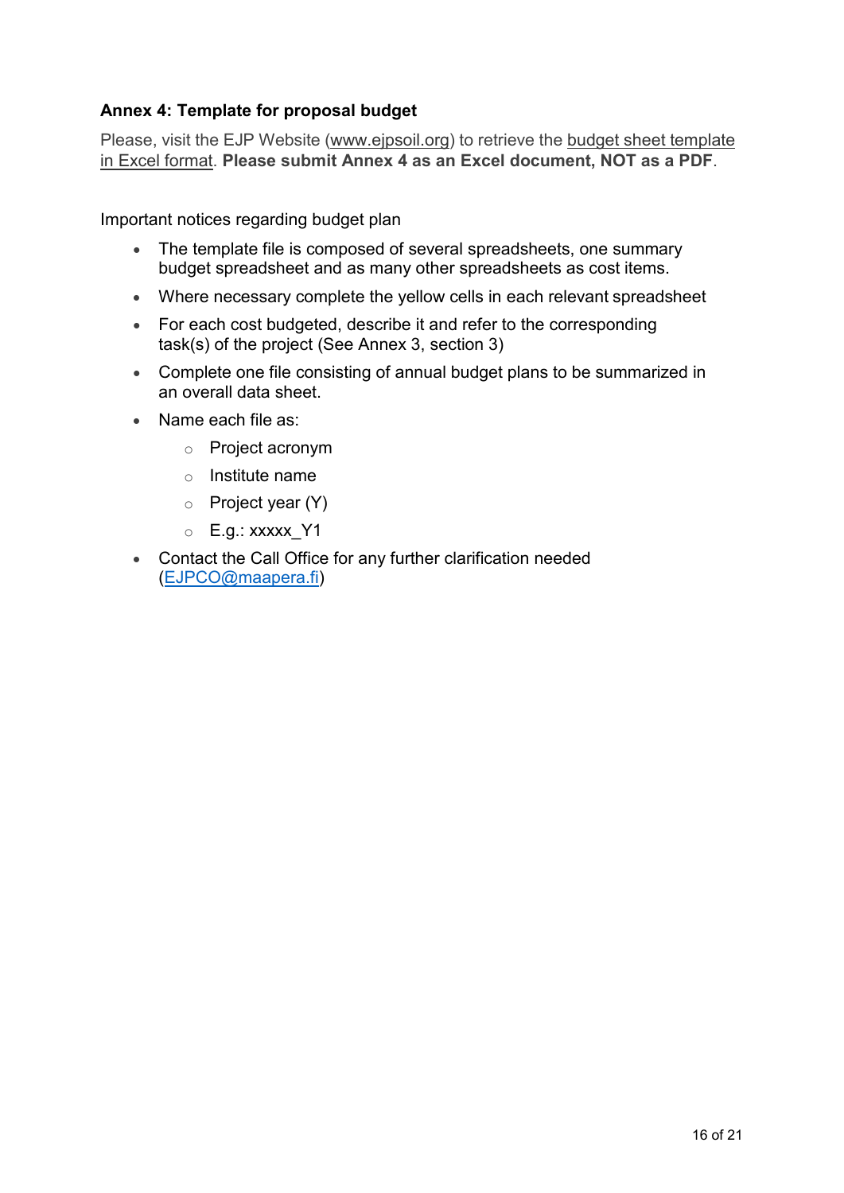## Annex 4: Template for proposal budget

Please, visit the EJP Website (www.ejpsoil.org) to retrieve the budget sheet template in Excel format. **Please submit Annex 4 as an Excel document, NOT as a PDF**.

Important notices regarding budget plan

- The template file is composed of several spreadsheets, one summary budget spreadsheet and as many other spreadsheets as cost items.
- Where necessary complete the yellow cells in each relevant spreadsheet
- For each cost budgeted, describe it and refer to the corresponding task(s) of the project (See Annex 3, section 3)
- Complete one file consisting of annual budget plans to be summarized in an overall data sheet.
- Name each file as:
  - Project acronym
  - Institute name
  - Project year (Y)
  - E.g.: xxxxx_Y1
- Contact the Call Office for any further clarification needed (EJPCO@maapera.fi)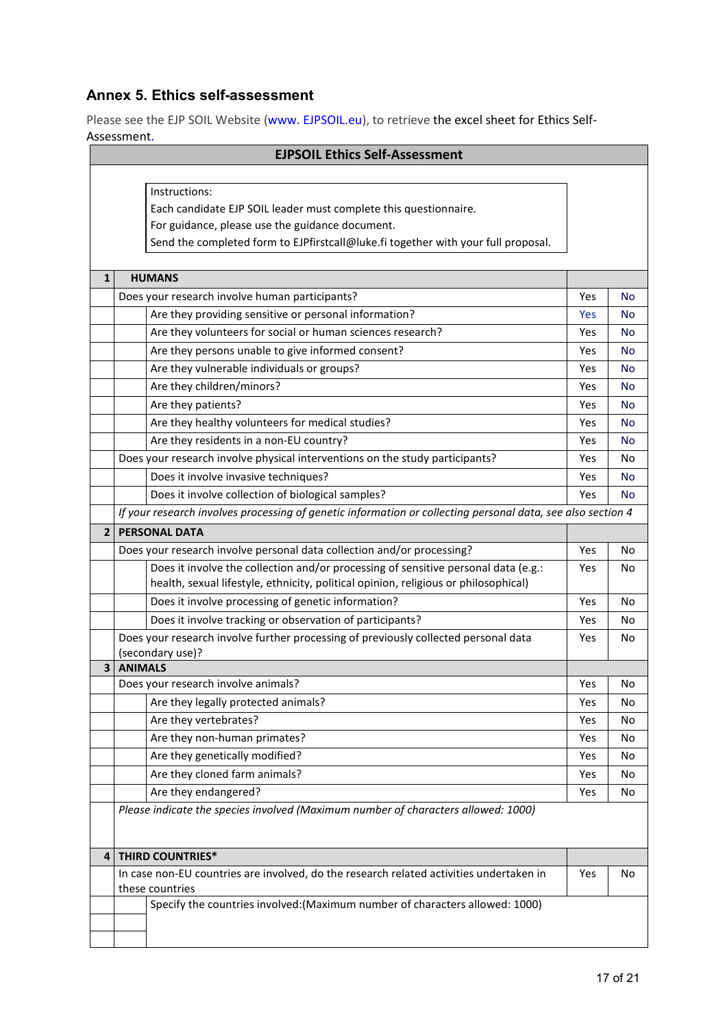## Annex 5. Ethics self-assessment

Please see the EJP SOIL Website (www. EJPSOIL.eu), to retrieve the excel sheet for Ethics Self-Assessment.

| | | EJPSOIL Ethics Self-Assessment | | |
|---|---|---|---|---|
| | | Instructions:<br>Each candidate EJP SOIL leader must complete this questionnaire.<br>For guidance, please use the guidance document.<br>Send the completed form to EJPfirstcall@luke.fi together with your full proposal. | | |
| **1** | **HUMANS** | | | |
| | Does your research involve human participants? | | Yes | No |
| | | Are they providing sensitive or personal information? | Yes | No |
| | | Are they volunteers for social or human sciences research? | Yes | No |
| | | Are they persons unable to give informed consent? | Yes | No |
| | | Are they vulnerable individuals or groups? | Yes | No |
| | | Are they children/minors? | Yes | No |
| | | Are they patients? | Yes | No |
| | | Are they healthy volunteers for medical studies? | Yes | No |
| | | Are they residents in a non-EU country? | Yes | No |
| | Does your research involve physical interventions on the study participants? | | Yes | No |
| | | Does it involve invasive techniques? | Yes | No |
| | | Does it involve collection of biological samples? | Yes | No |
| | *If your research involves processing of genetic information or collecting personal data, see also section 4* | | | |
| **2** | **PERSONAL DATA** | | | |
| | Does your research involve personal data collection and/or processing? | | Yes | No |
| | | Does it involve the collection and/or processing of sensitive personal data (e.g.: health, sexual lifestyle, ethnicity, political opinion, religious or philosophical) | Yes | No |
| | | Does it involve processing of genetic information? | Yes | No |
| | | Does it involve tracking or observation of participants? | Yes | No |
| | Does your research involve further processing of previously collected personal data (secondary use)? | | Yes | No |
| **3** | **ANIMALS** | | | |
| | Does your research involve animals? | | Yes | No |
| | | Are they legally protected animals? | Yes | No |
| | | Are they vertebrates? | Yes | No |
| | | Are they non-human primates? | Yes | No |
| | | Are they genetically modified? | Yes | No |
| | | Are they cloned farm animals? | Yes | No |
| | | Are they endangered? | Yes | No |
| | *Please indicate the species involved (Maximum number of characters allowed: 1000)* | | | |
| **4** | **THIRD COUNTRIES*** | | | |
| | In case non-EU countries are involved, do the research related activities undertaken in these countries | | Yes | No |
| | | Specify the countries involved:(Maximum number of characters allowed: 1000) | | |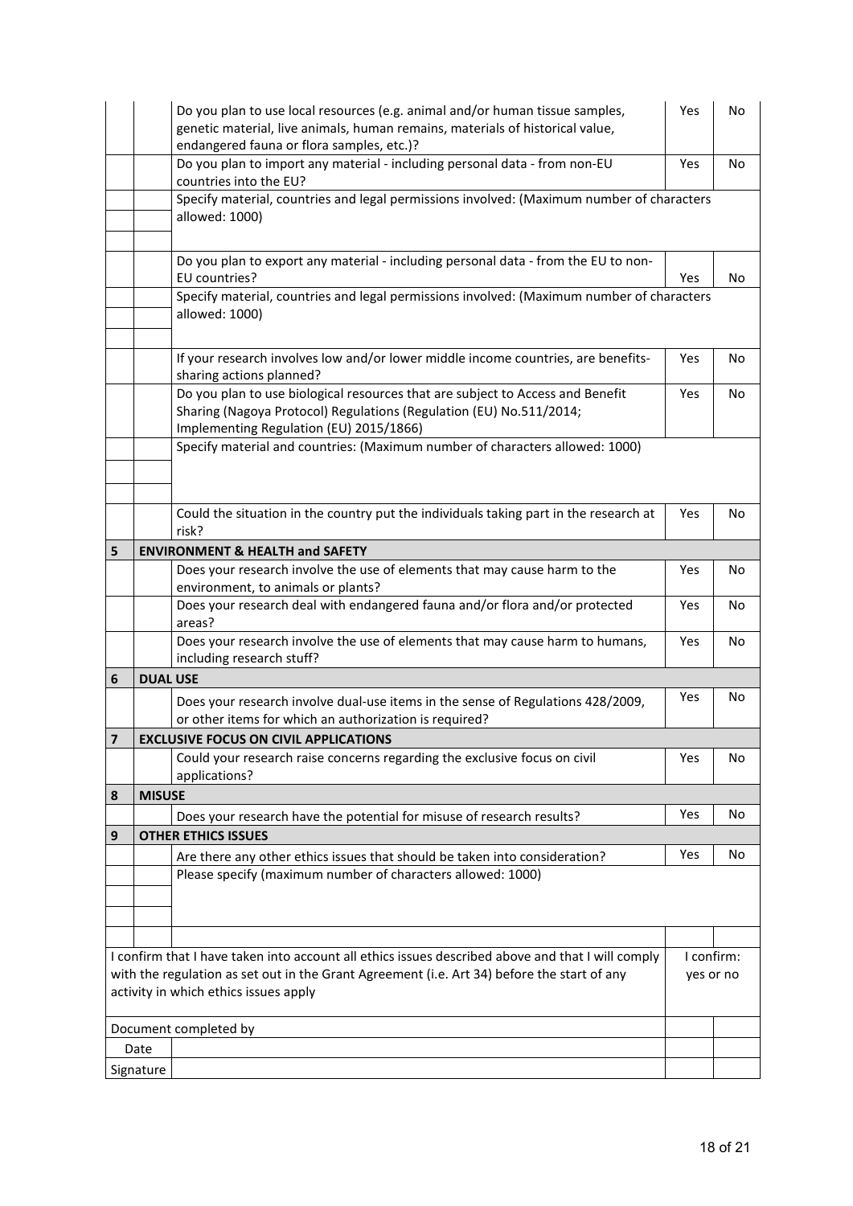| | | | | |
|---|---|---|---|---|
| | | Do you plan to use local resources (e.g. animal and/or human tissue samples, genetic material, live animals, human remains, materials of historical value, endangered fauna or flora samples, etc.)? | Yes | No |
| | | Do you plan to import any material - including personal data - from non-EU countries into the EU? | Yes | No |
| | | Specify material, countries and legal permissions involved: (Maximum number of characters allowed: 1000) | | |
| | | Do you plan to export any material - including personal data - from the EU to non-EU countries? | Yes | No |
| | | Specify material, countries and legal permissions involved: (Maximum number of characters allowed: 1000) | | |
| | | If your research involves low and/or lower middle income countries, are benefits-sharing actions planned? | Yes | No |
| | | Do you plan to use biological resources that are subject to Access and Benefit Sharing (Nagoya Protocol) Regulations (Regulation (EU) No.511/2014; Implementing Regulation (EU) 2015/1866) | Yes | No |
| | | Specify material and countries: (Maximum number of characters allowed: 1000) | | |
| | | Could the situation in the country put the individuals taking part in the research at risk? | Yes | No |
| **5** | **ENVIRONMENT & HEALTH and SAFETY** | | | |
| | | Does your research involve the use of elements that may cause harm to the environment, to animals or plants? | Yes | No |
| | | Does your research deal with endangered fauna and/or flora and/or protected areas? | Yes | No |
| | | Does your research involve the use of elements that may cause harm to humans, including research stuff? | Yes | No |
| **6** | **DUAL USE** | | | |
| | | Does your research involve dual-use items in the sense of Regulations 428/2009, or other items for which an authorization is required? | Yes | No |
| **7** | **EXCLUSIVE FOCUS ON CIVIL APPLICATIONS** | | | |
| | | Could your research raise concerns regarding the exclusive focus on civil applications? | Yes | No |
| **8** | **MISUSE** | | | |
| | | Does your research have the potential for misuse of research results? | Yes | No |
| **9** | **OTHER ETHICS ISSUES** | | | |
| | | Are there any other ethics issues that should be taken into consideration? | Yes | No |
| | | Please specify (maximum number of characters allowed: 1000) | | |
| | | | | |

| | | | |
|---|---|---|---|
| I confirm that I have taken into account all ethics issues described above and that I will comply with the regulation as set out in the Grant Agreement (i.e. Art 34) before the start of any activity in which ethics issues apply | | I confirm: yes or no | |
| Document completed by | | | |
| Date | | | |
| Signature | | | |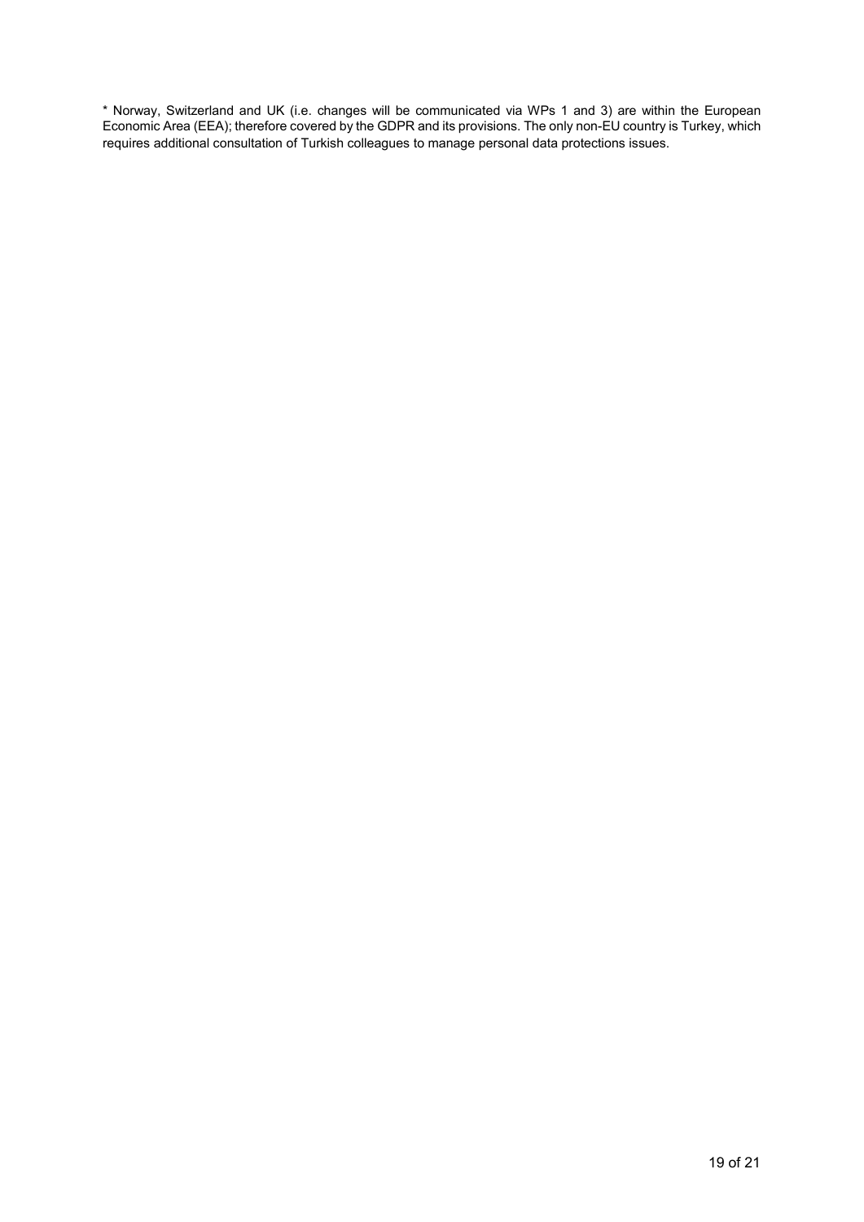* Norway, Switzerland and UK (i.e. changes will be communicated via WPs 1 and 3) are within the European Economic Area (EEA); therefore covered by the GDPR and its provisions. The only non-EU country is Turkey, which requires additional consultation of Turkish colleagues to manage personal data protections issues.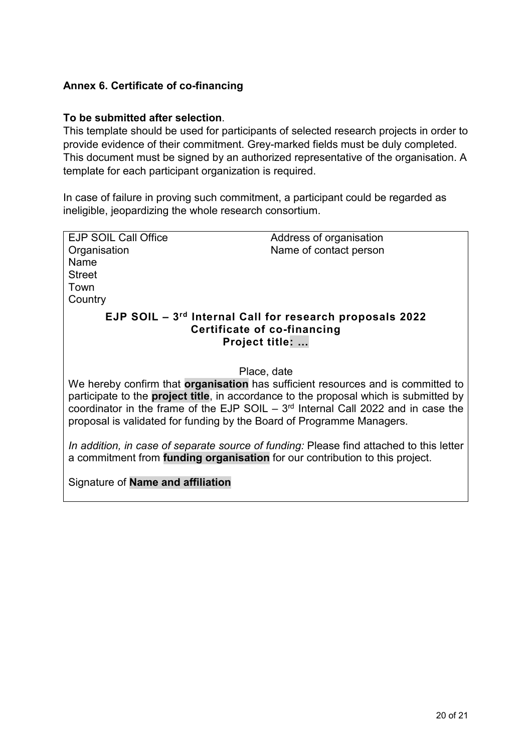**Annex 6. Certificate of co-financing**

**To be submitted after selection**.

This template should be used for participants of selected research projects in order to provide evidence of their commitment. Grey-marked fields must be duly completed. This document must be signed by an authorized representative of the organisation. A template for each participant organization is required.

In case of failure in proving such commitment, a participant could be regarded as ineligible, jeopardizing the whole research consortium.

EJP SOIL Call Office
Organisation
Name
Street
Town
Country

Address of organisation
Name of contact person

**EJP SOIL – 3rd Internal Call for research proposals 2022**
**Certificate of co-financing**
**Project title: ...**

Place, date

We hereby confirm that **organisation** has sufficient resources and is committed to participate to the **project title**, in accordance to the proposal which is submitted by coordinator in the frame of the EJP SOIL – 3rd Internal Call 2022 and in case the proposal is validated for funding by the Board of Programme Managers.

*In addition, in case of separate source of funding:* Please find attached to this letter a commitment from **funding organisation** for our contribution to this project.

Signature of **Name and affiliation**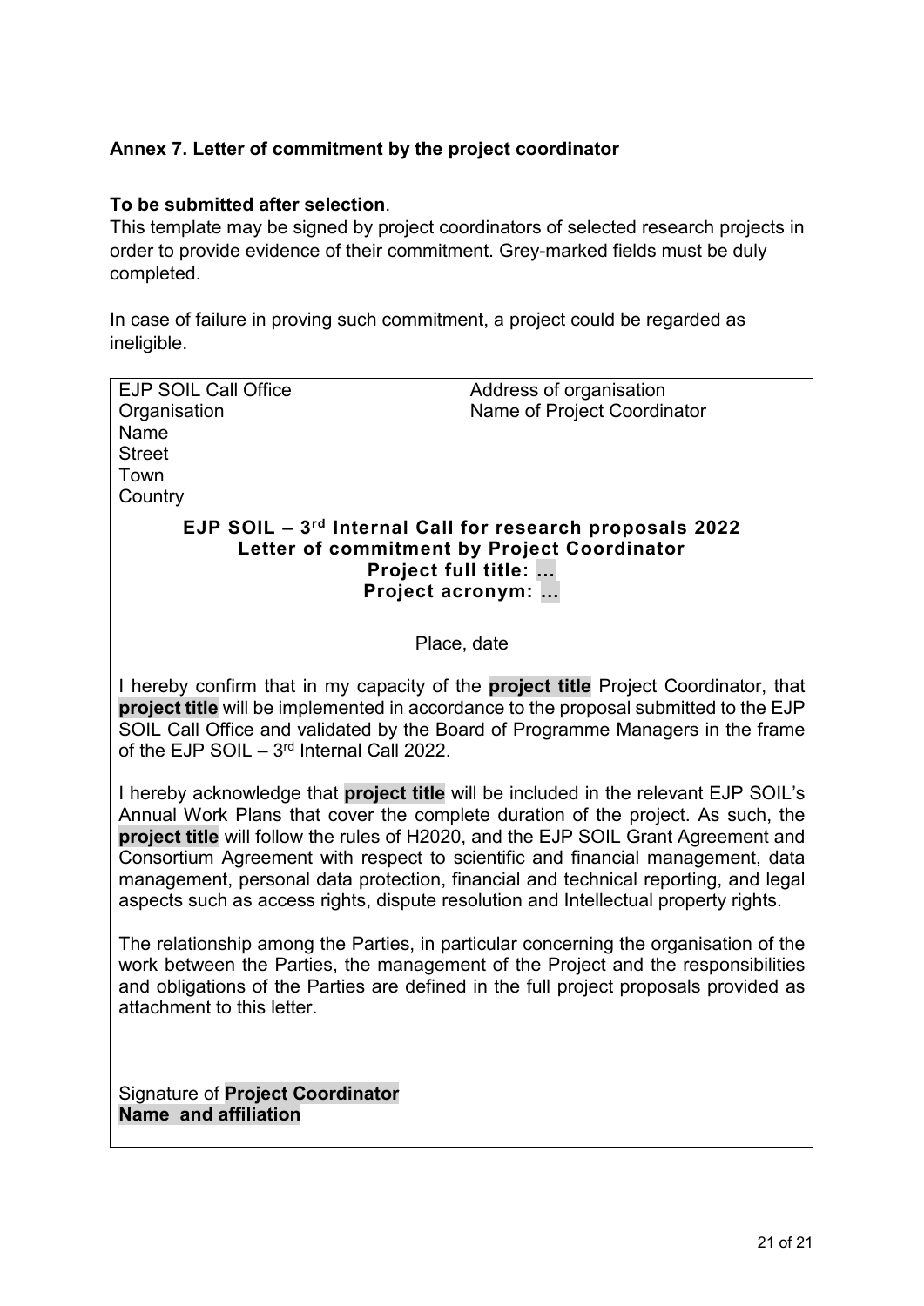**Annex 7. Letter of commitment by the project coordinator**

**To be submitted after selection**.
This template may be signed by project coordinators of selected research projects in order to provide evidence of their commitment. Grey-marked fields must be duly completed.

In case of failure in proving such commitment, a project could be regarded as ineligible.

| | |
|---|---|
| EJP SOIL Call Office<br>Organisation<br>Name<br>Street<br>Town<br>Country | Address of organisation<br>Name of Project Coordinator |

**EJP SOIL – 3rd Internal Call for research proposals 2022**
**Letter of commitment by Project Coordinator**
**Project full title: …**
**Project acronym: …**

Place, date

I hereby confirm that in my capacity of the **project title** Project Coordinator, that **project title** will be implemented in accordance to the proposal submitted to the EJP SOIL Call Office and validated by the Board of Programme Managers in the frame of the EJP SOIL – 3rd Internal Call 2022.

I hereby acknowledge that **project title** will be included in the relevant EJP SOIL's Annual Work Plans that cover the complete duration of the project. As such, the **project title** will follow the rules of H2020, and the EJP SOIL Grant Agreement and Consortium Agreement with respect to scientific and financial management, data management, personal data protection, financial and technical reporting, and legal aspects such as access rights, dispute resolution and Intellectual property rights.

The relationship among the Parties, in particular concerning the organisation of the work between the Parties, the management of the Project and the responsibilities and obligations of the Parties are defined in the full project proposals provided as attachment to this letter.

Signature of **Project Coordinator**
**Name and affiliation**